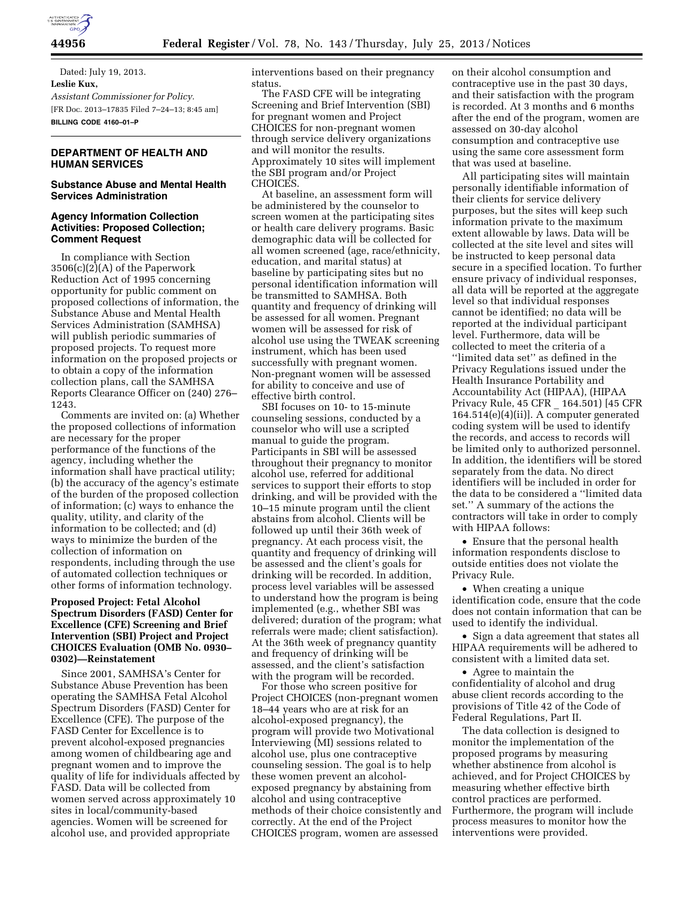Dated: July 19, 2013.

**Leslie Kux,**

*Assistant Commissioner for Policy.*

[FR Doc. 2013–17835 Filed 7–24–13; 8:45 am]

**BILLING CODE 4160–01–P**

## DEPARTMENT OF HEALTH AND HUMAN SERVICES

### Substance Abuse and Mental Health Services Administration

### Agency Information Collection Activities: Proposed Collection; Comment Request

In compliance with Section 3506(c)(2)(A) of the Paperwork Reduction Act of 1995 concerning opportunity for public comment on proposed collections of information, the Substance Abuse and Mental Health Services Administration (SAMHSA) will publish periodic summaries of proposed projects. To request more information on the proposed projects or to obtain a copy of the information collection plans, call the SAMHSA Reports Clearance Officer on (240) 276–1243.

Comments are invited on: (a) Whether the proposed collections of information are necessary for the proper performance of the functions of the agency, including whether the information shall have practical utility; (b) the accuracy of the agency's estimate of the burden of the proposed collection of information; (c) ways to enhance the quality, utility, and clarity of the information to be collected; and (d) ways to minimize the burden of the collection of information on respondents, including through the use of automated collection techniques or other forms of information technology.

**Proposed Project: Fetal Alcohol Spectrum Disorders (FASD) Center for Excellence (CFE) Screening and Brief Intervention (SBI) Project and Project CHOICES Evaluation (OMB No. 0930–0302)—Reinstatement**

Since 2001, SAMHSA's Center for Substance Abuse Prevention has been operating the SAMHSA Fetal Alcohol Spectrum Disorders (FASD) Center for Excellence (CFE). The purpose of the FASD Center for Excellence is to prevent alcohol-exposed pregnancies among women of childbearing age and pregnant women and to improve the quality of life for individuals affected by FASD. Data will be collected from women served across approximately 10 sites in local/community-based agencies. Women will be screened for alcohol use, and provided appropriate interventions based on their pregnancy status.

The FASD CFE will be integrating Screening and Brief Intervention (SBI) for pregnant women and Project CHOICES for non-pregnant women through service delivery organizations and will monitor the results. Approximately 10 sites will implement the SBI program and/or Project CHOICES.

At baseline, an assessment form will be administered by the counselor to screen women at the participating sites or health care delivery programs. Basic demographic data will be collected for all women screened (age, race/ethnicity, education, and marital status) at baseline by participating sites but no personal identification information will be transmitted to SAMHSA. Both quantity and frequency of drinking will be assessed for all women. Pregnant women will be assessed for risk of alcohol use using the TWEAK screening instrument, which has been used successfully with pregnant women. Non-pregnant women will be assessed for ability to conceive and use of effective birth control.

SBI focuses on 10- to 15-minute counseling sessions, conducted by a counselor who will use a scripted manual to guide the program. Participants in SBI will be assessed throughout their pregnancy to monitor alcohol use, referred for additional services to support their efforts to stop drinking, and will be provided with the 10–15 minute program until the client abstains from alcohol. Clients will be followed up until their 36th week of pregnancy. At each process visit, the quantity and frequency of drinking will be assessed and the client's goals for drinking will be recorded. In addition, process level variables will be assessed to understand how the program is being implemented (e.g., whether SBI was delivered; duration of the program; what referrals were made; client satisfaction). At the 36th week of pregnancy quantity and frequency of drinking will be assessed, and the client's satisfaction with the program will be recorded.

For those who screen positive for Project CHOICES (non-pregnant women 18–44 years who are at risk for an alcohol-exposed pregnancy), the program will provide two Motivational Interviewing (MI) sessions related to alcohol use, plus one contraceptive counseling session. The goal is to help these women prevent an alcohol-exposed pregnancy by abstaining from alcohol and using contraceptive methods of their choice consistently and correctly. At the end of the Project CHOICES program, women are assessed on their alcohol consumption and contraceptive use in the past 30 days, and their satisfaction with the program is recorded. At 3 months and 6 months after the end of the program, women are assessed on 30-day alcohol consumption and contraceptive use using the same core assessment form that was used at baseline.

All participating sites will maintain personally identifiable information of their clients for service delivery purposes, but the sites will keep such information private to the maximum extent allowable by laws. Data will be collected at the site level and sites will be instructed to keep personal data secure in a specified location. To further ensure privacy of individual responses, all data will be reported at the aggregate level so that individual responses cannot be identified; no data will be reported at the individual participant level. Furthermore, data will be collected to meet the criteria of a ''limited data set'' as defined in the Privacy Regulations issued under the Health Insurance Portability and Accountability Act (HIPAA), (HIPAA Privacy Rule, 45 CFR _ 164.501) [45 CFR 164.514(e)(4)(ii)]. A computer generated coding system will be used to identify the records, and access to records will be limited only to authorized personnel. In addition, the identifiers will be stored separately from the data. No direct identifiers will be included in order for the data to be considered a ''limited data set.'' A summary of the actions the contractors will take in order to comply with HIPAA follows:

- Ensure that the personal health information respondents disclose to outside entities does not violate the Privacy Rule.
- When creating a unique identification code, ensure that the code does not contain information that can be used to identify the individual.
- Sign a data agreement that states all HIPAA requirements will be adhered to consistent with a limited data set.
- Agree to maintain the confidentiality of alcohol and drug abuse client records according to the provisions of Title 42 of the Code of Federal Regulations, Part II.

The data collection is designed to monitor the implementation of the proposed programs by measuring whether abstinence from alcohol is achieved, and for Project CHOICES by measuring whether effective birth control practices are performed. Furthermore, the program will include process measures to monitor how the interventions were provided.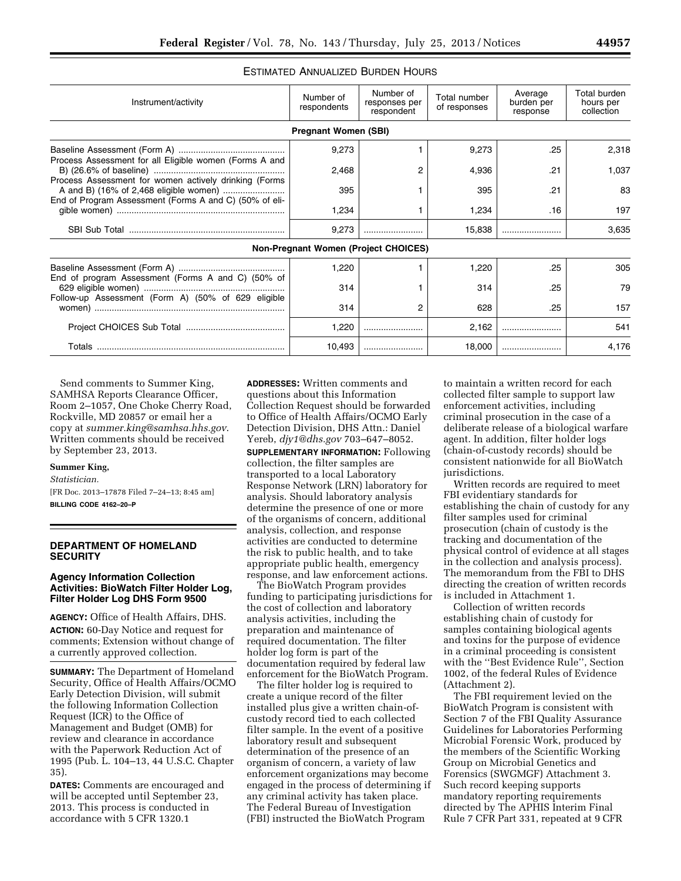ESTIMATED ANNUALIZED BURDEN HOURS

| Instrument/activity | Number of respondents | Number of responses per respondent | Total number of responses | Average burden per response | Total burden hours per collection |
|---|---|---|---|---|---|
| **Pregnant Women (SBI)** | | | | | |
| Baseline Assessment (Form A) | 9,273 | 1 | 9,273 | .25 | 2,318 |
| Process Assessment for all Eligible women (Forms A and B) (26.6% of baseline) | 2,468 | 2 | 4,936 | .21 | 1,037 |
| Process Assessment for women actively drinking (Forms A and B) (16% of 2,468 eligible women) | 395 | 1 | 395 | .21 | 83 |
| End of Program Assessment (Forms A and C) (50% of eligible women) | 1,234 | 1 | 1,234 | .16 | 197 |
| SBI Sub Total | 9,273 | | 15,838 | | 3,635 |
| **Non-Pregnant Women (Project CHOICES)** | | | | | |
| Baseline Assessment (Form A) | 1,220 | 1 | 1,220 | .25 | 305 |
| End of program Assessment (Forms A and C) (50% of 629 eligible women) | 314 | 1 | 314 | .25 | 79 |
| Follow-up Assessment (Form A) (50% of 629 eligible women) | 314 | 2 | 628 | .25 | 157 |
| Project CHOICES Sub Total | 1,220 | | 2,162 | | 541 |
| Totals | 10,493 | | 18,000 | | 4,176 |

Send comments to Summer King, SAMHSA Reports Clearance Officer, Room 2–1057, One Choke Cherry Road, Rockville, MD 20857 or email her a copy at *summer.king@samhsa.hhs.gov*. Written comments should be received by September 23, 2013.

**Summer King,**

*Statistician.*

[FR Doc. 2013–17878 Filed 7–24–13; 8:45 am]

**BILLING CODE 4162–20–P**

## DEPARTMENT OF HOMELAND SECURITY

### Agency Information Collection Activities: BioWatch Filter Holder Log, Filter Holder Log DHS Form 9500

**AGENCY:** Office of Health Affairs, DHS.

**ACTION:** 60-Day Notice and request for comments; Extension without change of a currently approved collection.

**SUMMARY:** The Department of Homeland Security, Office of Health Affairs/OCMO Early Detection Division, will submit the following Information Collection Request (ICR) to the Office of Management and Budget (OMB) for review and clearance in accordance with the Paperwork Reduction Act of 1995 (Pub. L. 104–13, 44 U.S.C. Chapter 35).

**DATES:** Comments are encouraged and will be accepted until September 23, 2013. This process is conducted in accordance with 5 CFR 1320.1

**ADDRESSES:** Written comments and questions about this Information Collection Request should be forwarded to Office of Health Affairs/OCMO Early Detection Division, DHS Attn.: Daniel Yereb, *djy1@dhs.gov* 703–647–8052.

**SUPPLEMENTARY INFORMATION:** Following collection, the filter samples are transported to a local Laboratory Response Network (LRN) laboratory for analysis. Should laboratory analysis determine the presence of one or more of the organisms of concern, additional analysis, collection, and response activities are conducted to determine the risk to public health, and to take appropriate public health, emergency response, and law enforcement actions.

The BioWatch Program provides funding to participating jurisdictions for the cost of collection and laboratory analysis activities, including the preparation and maintenance of required documentation. The filter holder log form is part of the documentation required by federal law enforcement for the BioWatch Program.

The filter holder log is required to create a unique record of the filter installed plus give a written chain-of-custody record tied to each collected filter sample. In the event of a positive laboratory result and subsequent determination of the presence of an organism of concern, a variety of law enforcement organizations may become engaged in the process of determining if any criminal activity has taken place. The Federal Bureau of Investigation (FBI) instructed the BioWatch Program to maintain a written record for each collected filter sample to support law enforcement activities, including criminal prosecution in the case of a deliberate release of a biological warfare agent. In addition, filter holder logs (chain-of-custody records) should be consistent nationwide for all BioWatch jurisdictions.

Written records are required to meet FBI evidentiary standards for establishing the chain of custody for any filter samples used for criminal prosecution (chain of custody is the tracking and documentation of the physical control of evidence at all stages in the collection and analysis process). The memorandum from the FBI to DHS directing the creation of written records is included in Attachment 1.

Collection of written records establishing chain of custody for samples containing biological agents and toxins for the purpose of evidence in a criminal proceeding is consistent with the ''Best Evidence Rule'', Section 1002, of the federal Rules of Evidence (Attachment 2).

The FBI requirement levied on the BioWatch Program is consistent with Section 7 of the FBI Quality Assurance Guidelines for Laboratories Performing Microbial Forensic Work, produced by the members of the Scientific Working Group on Microbial Genetics and Forensics (SWGMGF) Attachment 3. Such record keeping supports mandatory reporting requirements directed by The APHIS Interim Final Rule 7 CFR Part 331, repeated at 9 CFR